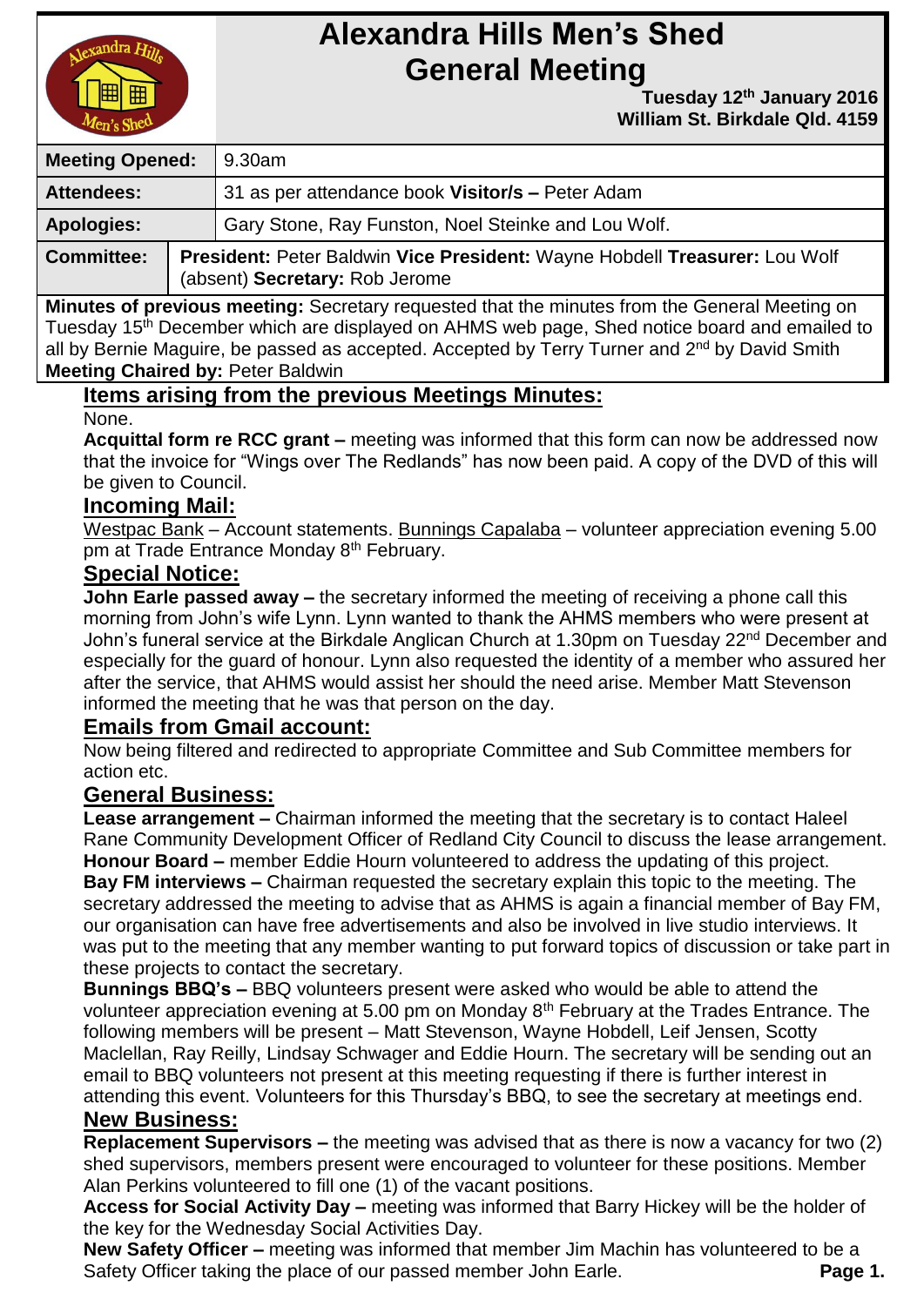# Alexandra Hills Men's Shed General Meeting

**Tuesday 12th January 2016**
**William St. Birkdale Qld. 4159**

| | |
|---|---|
| **Meeting Opened:** | 9.30am |
| **Attendees:** | 31 as per attendance book **Visitor/s –** Peter Adam |
| **Apologies:** | Gary Stone, Ray Funston, Noel Steinke and Lou Wolf. |
| **Committee:** | **President:** Peter Baldwin **Vice President:** Wayne Hobdell **Treasurer:** Lou Wolf (absent) **Secretary:** Rob Jerome |

**Minutes of previous meeting:** Secretary requested that the minutes from the General Meeting on Tuesday 15th December which are displayed on AHMS web page, Shed notice board and emailed to all by Bernie Maguire, be passed as accepted. Accepted by Terry Turner and 2nd by David Smith

**Meeting Chaired by:** Peter Baldwin

## Items arising from the previous Meetings Minutes:

None.

**Acquittal form re RCC grant –** meeting was informed that this form can now be addressed now that the invoice for "Wings over The Redlands" has now been paid. A copy of the DVD of this will be given to Council.

## Incoming Mail:

Westpac Bank – Account statements. Bunnings Capalaba – volunteer appreciation evening 5.00 pm at Trade Entrance Monday 8th February.

## Special Notice:

**John Earle passed away –** the secretary informed the meeting of receiving a phone call this morning from John's wife Lynn. Lynn wanted to thank the AHMS members who were present at John's funeral service at the Birkdale Anglican Church at 1.30pm on Tuesday 22nd December and especially for the guard of honour. Lynn also requested the identity of a member who assured her after the service, that AHMS would assist her should the need arise. Member Matt Stevenson informed the meeting that he was that person on the day.

## Emails from Gmail account:

Now being filtered and redirected to appropriate Committee and Sub Committee members for action etc.

## General Business:

**Lease arrangement –** Chairman informed the meeting that the secretary is to contact Haleel Rane Community Development Officer of Redland City Council to discuss the lease arrangement.

**Honour Board –** member Eddie Hourn volunteered to address the updating of this project.

**Bay FM interviews –** Chairman requested the secretary explain this topic to the meeting. The secretary addressed the meeting to advise that as AHMS is again a financial member of Bay FM, our organisation can have free advertisements and also be involved in live studio interviews. It was put to the meeting that any member wanting to put forward topics of discussion or take part in these projects to contact the secretary.

**Bunnings BBQ's –** BBQ volunteers present were asked who would be able to attend the volunteer appreciation evening at 5.00 pm on Monday 8th February at the Trades Entrance. The following members will be present – Matt Stevenson, Wayne Hobdell, Leif Jensen, Scotty Maclellan, Ray Reilly, Lindsay Schwager and Eddie Hourn. The secretary will be sending out an email to BBQ volunteers not present at this meeting requesting if there is further interest in attending this event. Volunteers for this Thursday's BBQ, to see the secretary at meetings end.

## New Business:

**Replacement Supervisors –** the meeting was advised that as there is now a vacancy for two (2) shed supervisors, members present were encouraged to volunteer for these positions. Member Alan Perkins volunteered to fill one (1) of the vacant positions.

**Access for Social Activity Day –** meeting was informed that Barry Hickey will be the holder of the key for the Wednesday Social Activities Day.

**New Safety Officer –** meeting was informed that member Jim Machin has volunteered to be a Safety Officer taking the place of our passed member John Earle.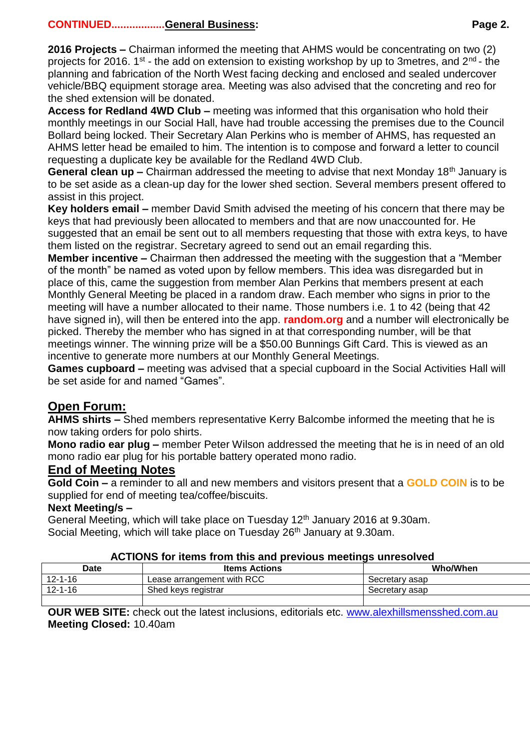**CONTINUED..................General Business:**

**2016 Projects –** Chairman informed the meeting that AHMS would be concentrating on two (2) projects for 2016. 1st - the add on extension to existing workshop by up to 3metres, and 2nd - the planning and fabrication of the North West facing decking and enclosed and sealed undercover vehicle/BBQ equipment storage area. Meeting was also advised that the concreting and reo for the shed extension will be donated.

**Access for Redland 4WD Club –** meeting was informed that this organisation who hold their monthly meetings in our Social Hall, have had trouble accessing the premises due to the Council Bollard being locked. Their Secretary Alan Perkins who is member of AHMS, has requested an AHMS letter head be emailed to him. The intention is to compose and forward a letter to council requesting a duplicate key be available for the Redland 4WD Club.

**General clean up –** Chairman addressed the meeting to advise that next Monday 18th January is to be set aside as a clean-up day for the lower shed section. Several members present offered to assist in this project.

**Key holders email –** member David Smith advised the meeting of his concern that there may be keys that had previously been allocated to members and that are now unaccounted for. He suggested that an email be sent out to all members requesting that those with extra keys, to have them listed on the registrar. Secretary agreed to send out an email regarding this.

**Member incentive –** Chairman then addressed the meeting with the suggestion that a "Member of the month" be named as voted upon by fellow members. This idea was disregarded but in place of this, came the suggestion from member Alan Perkins that members present at each Monthly General Meeting be placed in a random draw. Each member who signs in prior to the meeting will have a number allocated to their name. Those numbers i.e. 1 to 42 (being that 42 have signed in), will then be entered into the app. **random.org** and a number will electronically be picked. Thereby the member who has signed in at that corresponding number, will be that meetings winner. The winning prize will be a $50.00 Bunnings Gift Card. This is viewed as an incentive to generate more numbers at our Monthly General Meetings.

**Games cupboard –** meeting was advised that a special cupboard in the Social Activities Hall will be set aside for and named "Games".

## Open Forum:

**AHMS shirts –** Shed members representative Kerry Balcombe informed the meeting that he is now taking orders for polo shirts.

**Mono radio ear plug –** member Peter Wilson addressed the meeting that he is in need of an old mono radio ear plug for his portable battery operated mono radio.

## End of Meeting Notes

**Gold Coin –** a reminder to all and new members and visitors present that a **GOLD COIN** is to be supplied for end of meeting tea/coffee/biscuits.

**Next Meeting/s –**

General Meeting, which will take place on Tuesday 12th January 2016 at 9.30am.
Social Meeting, which will take place on Tuesday 26th January at 9.30am.

**ACTIONS for items from this and previous meetings unresolved**

| Date | Items Actions | Who/When |
|---|---|---|
| 12-1-16 | Lease arrangement with RCC | Secretary asap |
| 12-1-16 | Shed keys registrar | Secretary asap |
| | | |

**OUR WEB SITE:** check out the latest inclusions, editorials etc. www.alexhillsmensshed.com.au
**Meeting Closed:** 10.40am